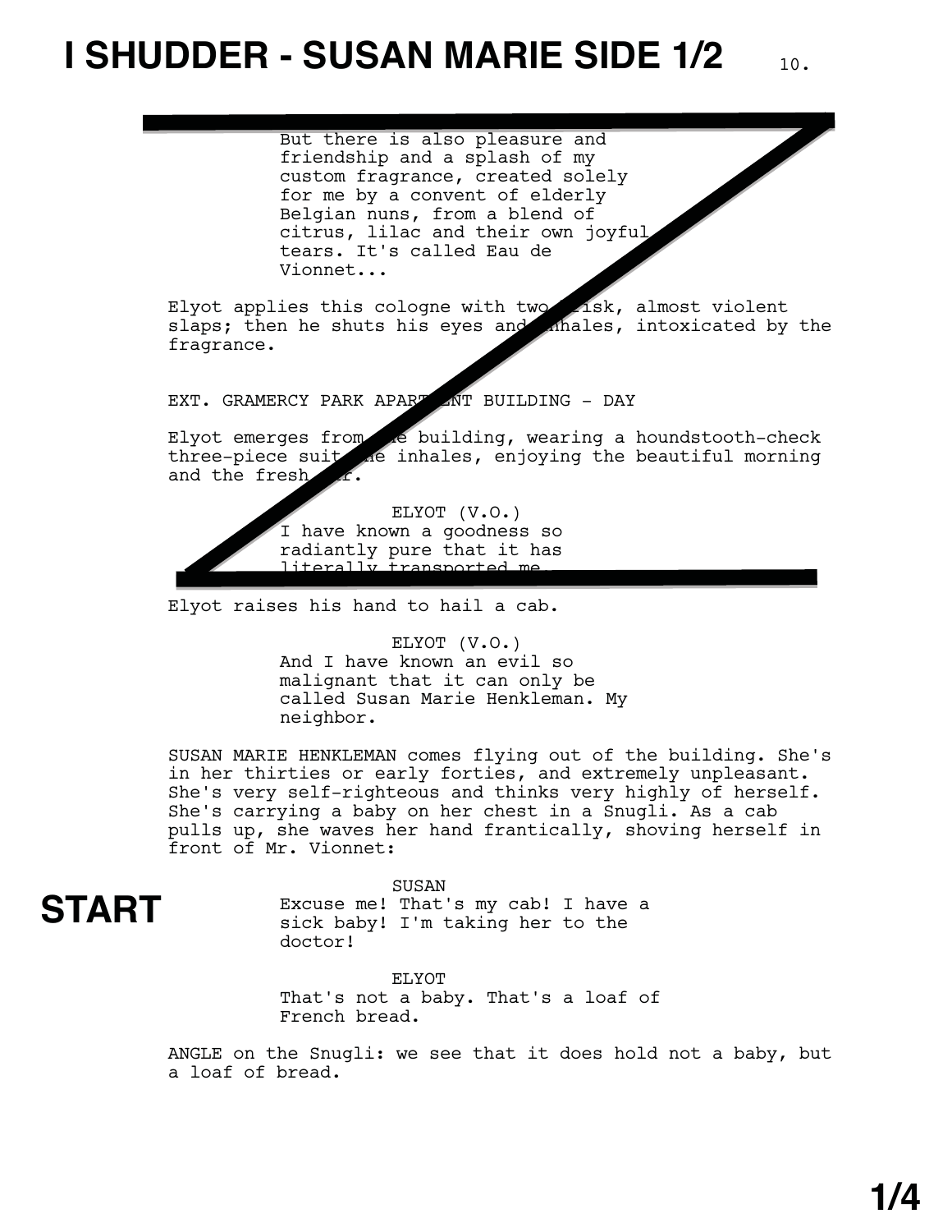# I SHUDDER - SUSAN MARIE SIDE 1/2

But there is also pleasure and friendship and a splash of my custom fragrance, created solely for me by a convent of elderly Belgian nuns, from a blend of citrus, lilac and their own joyful tears. It's called Eau de Vionnet...

Elyot applies this cologne with two brisk, almost violent slaps; then he shuts his eyes and inhales, intoxicated by the fragrance.

EXT. GRAMERCY PARK APARTMENT BUILDING - DAY

Elyot emerges from the building, wearing a houndstooth-check three-piece suit. He inhales, enjoying the beautiful morning and the fresh air.

ELYOT (V.O.)
I have known a goodness so radiantly pure that it has literally transported me.

Elyot raises his hand to hail a cab.

ELYOT (V.O.)
And I have known an evil so malignant that it can only be called Susan Marie Henkleman. My neighbor.

SUSAN MARIE HENKLEMAN comes flying out of the building. She's in her thirties or early forties, and extremely unpleasant. She's very self-righteous and thinks very highly of herself. She's carrying a baby on her chest in a Snugli. As a cab pulls up, she waves her hand frantically, shoving herself in front of Mr. Vionnet:

**START**

SUSAN
Excuse me! That's my cab! I have a sick baby! I'm taking her to the doctor!

ELYOT
That's not a baby. That's a loaf of French bread.

ANGLE on the Snugli: we see that it does hold not a baby, but a loaf of bread.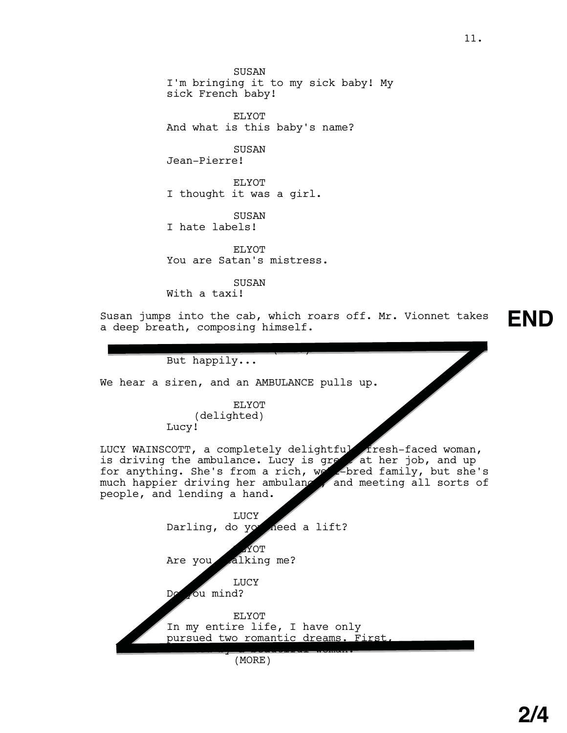SUSAN
I'm bringing it to my sick baby! My sick French baby!

ELYOT
And what is this baby's name?

SUSAN
Jean-Pierre!

ELYOT
I thought it was a girl.

SUSAN
I hate labels!

ELYOT
You are Satan's mistress.

SUSAN
With a taxi!

Susan jumps into the cab, which roars off. Mr. Vionnet takes a deep breath, composing himself.

END

But happily...

We hear a siren, and an AMBULANCE pulls up.

ELYOT
(delighted)
Lucy!

LUCY WAINSCOTT, a completely delightful, fresh-faced woman, is driving the ambulance. Lucy is great at her job, and up for anything. She's from a rich, well-bred family, but she's much happier driving her ambulance, and meeting all sorts of people, and lending a hand.

LUCY
Darling, do you need a lift?

ELYOT
Are you talking me?

LUCY
Do you mind?

ELYOT
In my entire life, I have only pursued two romantic dreams. First, to marry a beautiful woman.
(MORE)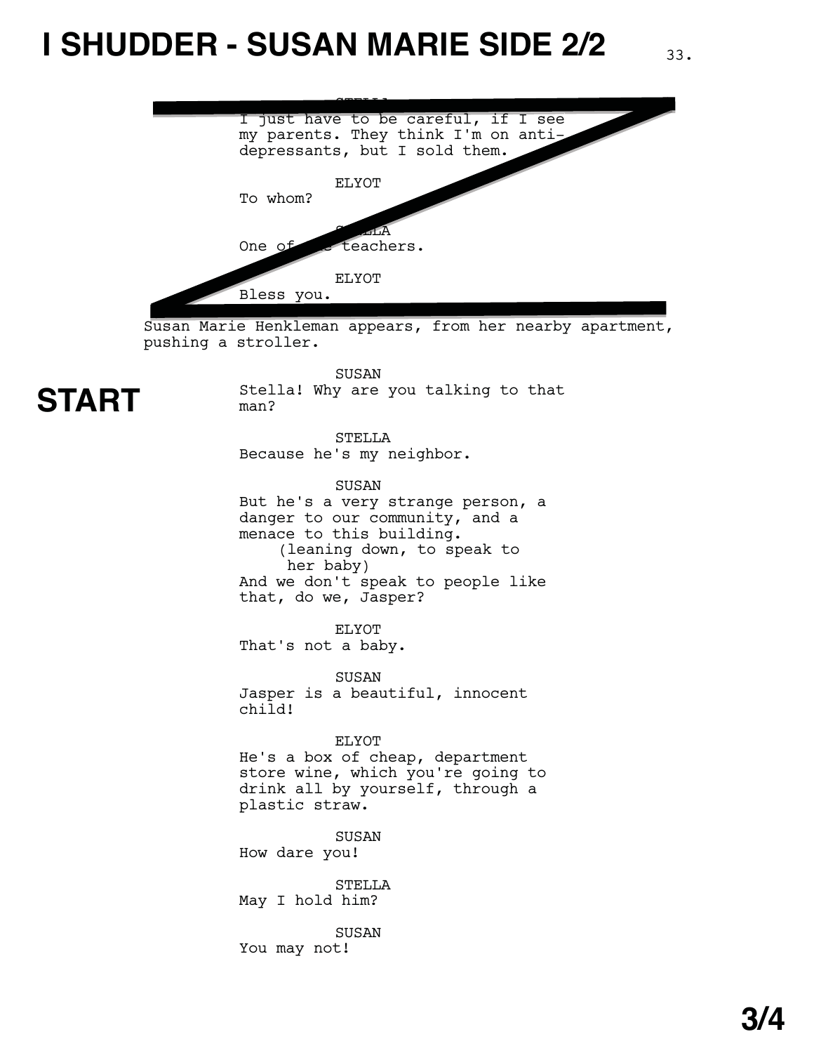# I SHUDDER - SUSAN MARIE SIDE 2/2

STELLA
I just have to be careful, if I see my parents. They think I'm on anti-depressants, but I sold them.

ELYOT
To whom?

STELLA
One of the teachers.

ELYOT
Bless you.

Susan Marie Henkleman appears, from her nearby apartment, pushing a stroller.

**START**

SUSAN
Stella! Why are you talking to that man?

STELLA
Because he's my neighbor.

SUSAN
But he's a very strange person, a danger to our community, and a menace to this building.
(leaning down, to speak to her baby)
And we don't speak to people like that, do we, Jasper?

ELYOT
That's not a baby.

SUSAN
Jasper is a beautiful, innocent child!

ELYOT
He's a box of cheap, department store wine, which you're going to drink all by yourself, through a plastic straw.

SUSAN
How dare you!

STELLA
May I hold him?

SUSAN
You may not!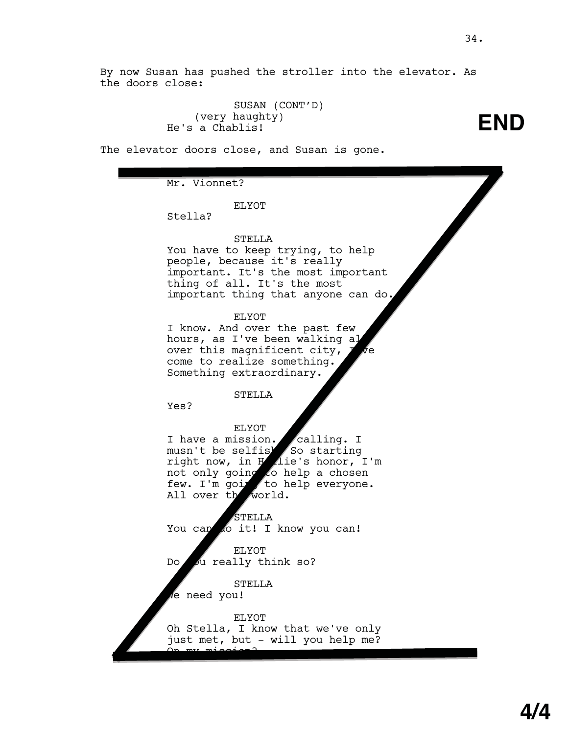By now Susan has pushed the stroller into the elevator. As the doors close:

SUSAN (CONT'D)
(very haughty)
He's a Chablis!

END

The elevator doors close, and Susan is gone.

Mr. Vionnet?

ELYOT
Stella?

STELLA
You have to keep trying, to help people, because it's really important. It's the most important thing of all. It's the most important thing that anyone can do.

ELYOT
I know. And over the past few hours, as I've been walking all over this magnificent city, I've come to realize something. Something extraordinary.

STELLA
Yes?

ELYOT
I have a mission. A calling. I musn't be selfish. So starting right now, in Hallie's honor, I'm not only going to help a chosen few. I'm going to help everyone. All over the world.

STELLA
You can do it! I know you can!

ELYOT
Do you really think so?

STELLA
We need you!

ELYOT
Oh Stella, I know that we've only just met, but - will you help me? On my mission?